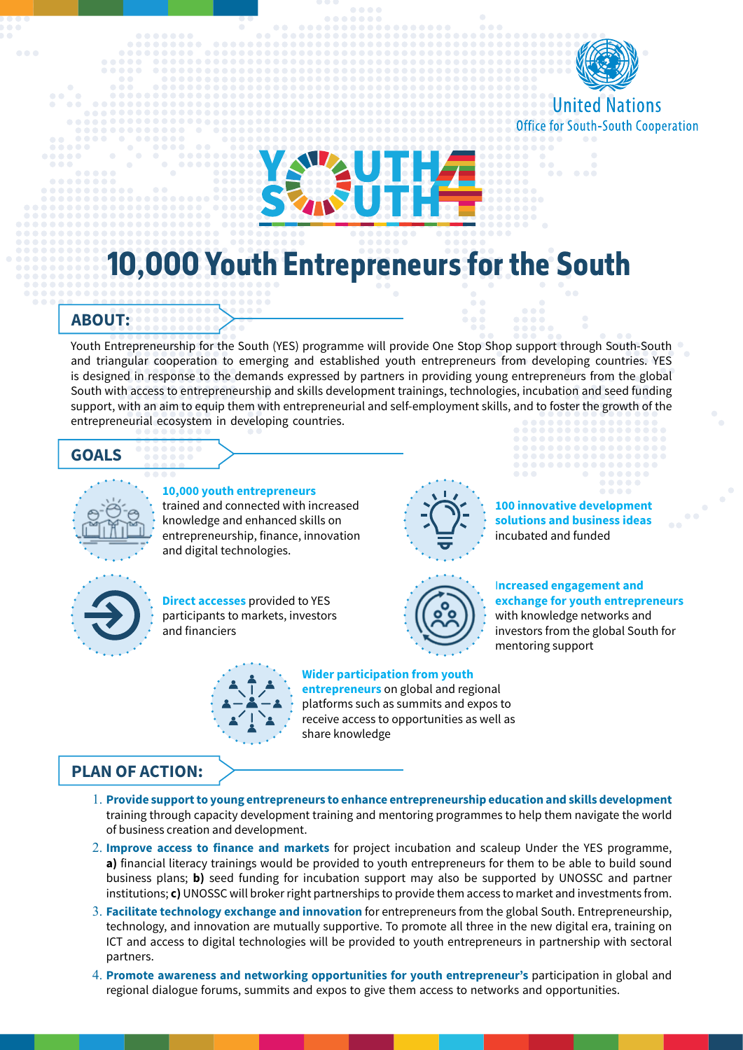United Nations
Office for South-South Cooperation

YOUTH 4 SOUTH

# 10,000 Youth Entrepreneurs for the South

## ABOUT:

Youth Entrepreneurship for the South (YES) programme will provide One Stop Shop support through South-South and triangular cooperation to emerging and established youth entrepreneurs from developing countries. YES is designed in response to the demands expressed by partners in providing young entrepreneurs from the global South with access to entrepreneurship and skills development trainings, technologies, incubation and seed funding support, with an aim to equip them with entrepreneurial and self-employment skills, and to foster the growth of the entrepreneurial ecosystem in developing countries.

## GOALS

**10,000 youth entrepreneurs** trained and connected with increased knowledge and enhanced skills on entrepreneurship, finance, innovation and digital technologies.

**100 innovative development solutions and business ideas** incubated and funded

**Direct accesses** provided to YES participants to markets, investors and financiers

**Increased engagement and exchange for youth entrepreneurs** with knowledge networks and investors from the global South for mentoring support

**Wider participation from youth entrepreneurs** on global and regional platforms such as summits and expos to receive access to opportunities as well as share knowledge

## PLAN OF ACTION:

1. **Provide support to young entrepreneurs to enhance entrepreneurship education and skills development** training through capacity development training and mentoring programmes to help them navigate the world of business creation and development.
2. **Improve access to finance and markets** for project incubation and scaleup Under the YES programme, **a)** financial literacy trainings would be provided to youth entrepreneurs for them to be able to build sound business plans; **b)** seed funding for incubation support may also be supported by UNOSSC and partner institutions; **c)** UNOSSC will broker right partnerships to provide them access to market and investments from.
3. **Facilitate technology exchange and innovation** for entrepreneurs from the global South. Entrepreneurship, technology, and innovation are mutually supportive. To promote all three in the new digital era, training on ICT and access to digital technologies will be provided to youth entrepreneurs in partnership with sectoral partners.
4. **Promote awareness and networking opportunities for youth entrepreneur's** participation in global and regional dialogue forums, summits and expos to give them access to networks and opportunities.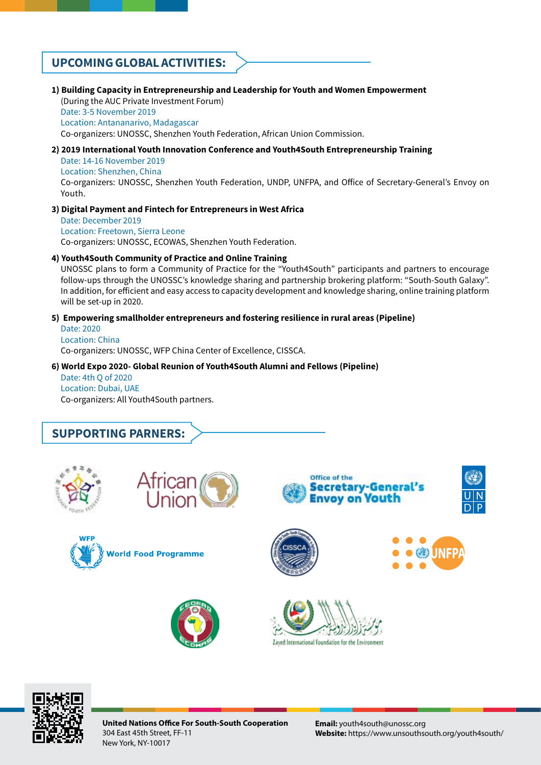## UPCOMING GLOBAL ACTIVITIES:

1) **Building Capacity in Entrepreneurship and Leadership for Youth and Women Empowerment**
   (During the AUC Private Investment Forum)
   Date: 3-5 November 2019
   Location: Antananarivo, Madagascar
   Co-organizers: UNOSSC, Shenzhen Youth Federation, African Union Commission.

2) **2019 International Youth Innovation Conference and Youth4South Entrepreneurship Training**
   Date: 14-16 November 2019
   Location: Shenzhen, China
   Co-organizers: UNOSSC, Shenzhen Youth Federation, UNDP, UNFPA, and Office of Secretary-General's Envoy on Youth.

3) **Digital Payment and Fintech for Entrepreneurs in West Africa**
   Date: December 2019
   Location: Freetown, Sierra Leone
   Co-organizers: UNOSSC, ECOWAS, Shenzhen Youth Federation.

4) **Youth4South Community of Practice and Online Training**
   UNOSSC plans to form a Community of Practice for the "Youth4South" participants and partners to encourage follow-ups through the UNOSSC's knowledge sharing and partnership brokering platform: "South-South Galaxy". In addition, for efficient and easy access to capacity development and knowledge sharing, online training platform will be set-up in 2020.

5) **Empowering smallholder entrepreneurs and fostering resilience in rural areas (Pipeline)**
   Date: 2020
   Location: China
   Co-organizers: UNOSSC, WFP China Center of Excellence, CISSCA.

6) **World Expo 2020- Global Reunion of Youth4South Alumni and Fellows (Pipeline)**
   Date: 4th Q of 2020
   Location: Dubai, UAE
   Co-organizers: All Youth4South partners.

## SUPPORTING PARNERS:

African Union

Office of the Secretary-General's Envoy on Youth

UNDP

WFP World Food Programme

CISSCA

UNFPA

ECOWAS

Zayed International Foundation for the Environment

**United Nations Office For South-South Cooperation**
304 East 45th Street, FF-11
New York, NY-10017

**Email:** youth4south@unossc.org
**Website:** https://www.unsouthsouth.org/youth4south/